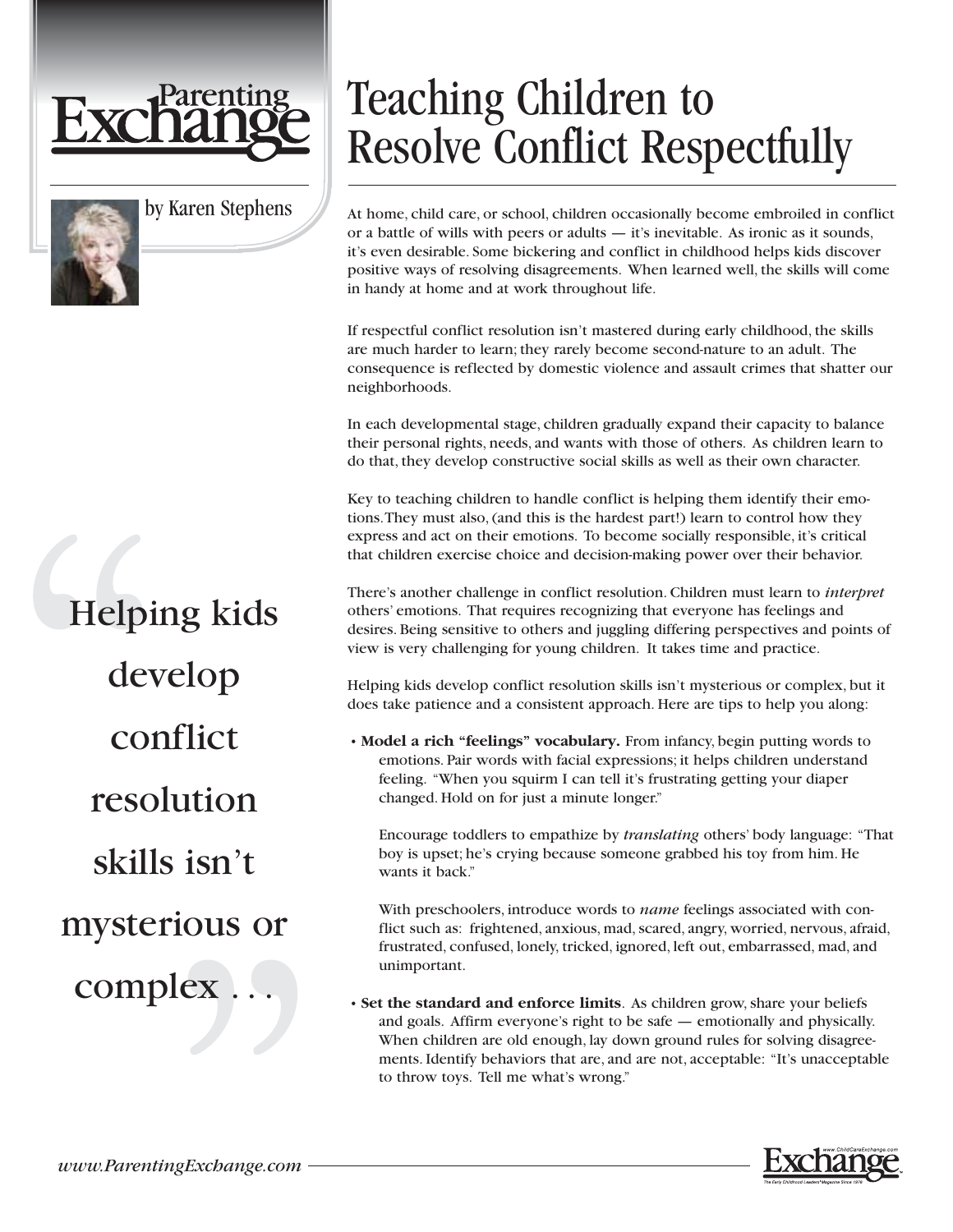Parenting Exchange

# Teaching Children to Resolve Conflict Respectfully

by Karen Stephens

At home, child care, or school, children occasionally become embroiled in conflict or a battle of wills with peers or adults — it's inevitable. As ironic as it sounds, it's even desirable. Some bickering and conflict in childhood helps kids discover positive ways of resolving disagreements. When learned well, the skills will come in handy at home and at work throughout life.

If respectful conflict resolution isn't mastered during early childhood, the skills are much harder to learn; they rarely become second-nature to an adult. The consequence is reflected by domestic violence and assault crimes that shatter our neighborhoods.

In each developmental stage, children gradually expand their capacity to balance their personal rights, needs, and wants with those of others. As children learn to do that, they develop constructive social skills as well as their own character.

Key to teaching children to handle conflict is helping them identify their emotions. They must also, (and this is the hardest part!) learn to control how they express and act on their emotions. To become socially responsible, it's critical that children exercise choice and decision-making power over their behavior.

There's another challenge in conflict resolution. Children must learn to *interpret* others' emotions. That requires recognizing that everyone has feelings and desires. Being sensitive to others and juggling differing perspectives and points of view is very challenging for young children. It takes time and practice.

> "Helping kids develop conflict resolution skills isn't mysterious or complex . . ."

Helping kids develop conflict resolution skills isn't mysterious or complex, but it does take patience and a consistent approach. Here are tips to help you along:

- **Model a rich "feelings" vocabulary.** From infancy, begin putting words to emotions. Pair words with facial expressions; it helps children understand feeling. "When you squirm I can tell it's frustrating getting your diaper changed. Hold on for just a minute longer."

  Encourage toddlers to empathize by *translating* others' body language: "That boy is upset; he's crying because someone grabbed his toy from him. He wants it back."

  With preschoolers, introduce words to *name* feelings associated with conflict such as: frightened, anxious, mad, scared, angry, worried, nervous, afraid, frustrated, confused, lonely, tricked, ignored, left out, embarrassed, mad, and unimportant.

- **Set the standard and enforce limits**. As children grow, share your beliefs and goals. Affirm everyone's right to be safe — emotionally and physically. When children are old enough, lay down ground rules for solving disagreements. Identify behaviors that are, and are not, acceptable: "It's unacceptable to throw toys. Tell me what's wrong."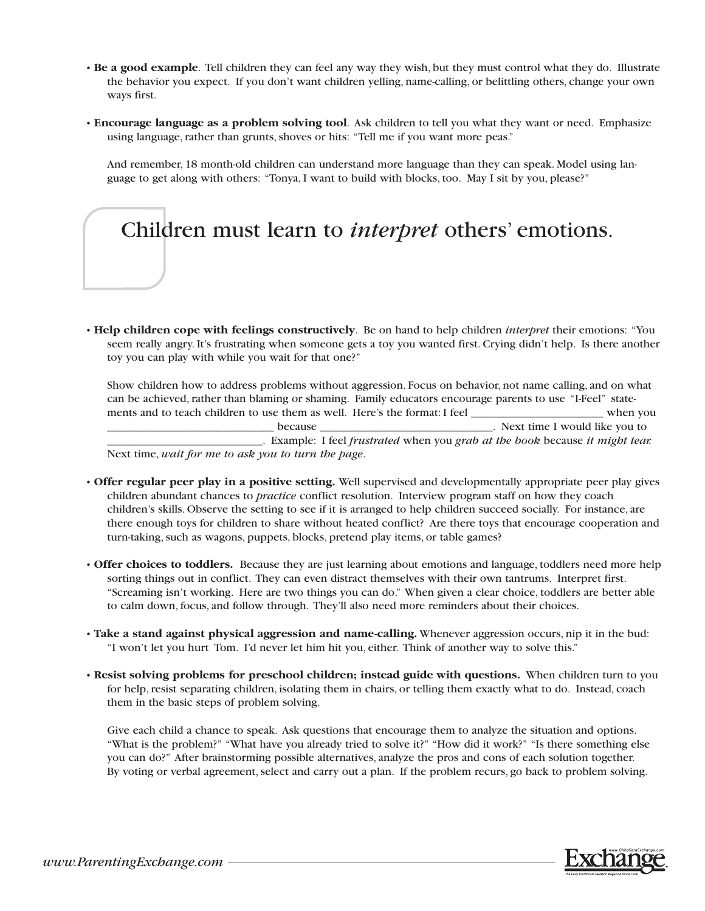- **Be a good example**. Tell children they can feel any way they wish, but they must control what they do. Illustrate the behavior you expect. If you don't want children yelling, name-calling, or belittling others, change your own ways first.

- **Encourage language as a problem solving tool**. Ask children to tell you what they want or need. Emphasize using language, rather than grunts, shoves or hits: "Tell me if you want more peas."

  And remember, 18 month-old children can understand more language than they can speak. Model using language to get along with others: "Tonya, I want to build with blocks, too. May I sit by you, please?"

## Children must learn to *interpret* others' emotions.

- **Help children cope with feelings constructively**. Be on hand to help children *interpret* their emotions: "You seem really angry. It's frustrating when someone gets a toy you wanted first. Crying didn't help. Is there another toy you can play with while you wait for that one?"

  Show children how to address problems without aggression. Focus on behavior, not name calling, and on what can be achieved, rather than blaming or shaming. Family educators encourage parents to use "I-Feel" statements and to teach children to use them as well. Here's the format: I feel ________________________ when you ______________________________ because _______________________________. Next time I would like you to ____________________________. Example: I feel *frustrated* when you *grab at the book* because *it might tear.* Next time, *wait for me to ask you to turn the page*.

- **Offer regular peer play in a positive setting.** Well supervised and developmentally appropriate peer play gives children abundant chances to *practice* conflict resolution. Interview program staff on how they coach children's skills. Observe the setting to see if it is arranged to help children succeed socially. For instance, are there enough toys for children to share without heated conflict? Are there toys that encourage cooperation and turn-taking, such as wagons, puppets, blocks, pretend play items, or table games?

- **Offer choices to toddlers.** Because they are just learning about emotions and language, toddlers need more help sorting things out in conflict. They can even distract themselves with their own tantrums. Interpret first. "Screaming isn't working. Here are two things you can do." When given a clear choice, toddlers are better able to calm down, focus, and follow through. They'll also need more reminders about their choices.

- **Take a stand against physical aggression and name-calling.** Whenever aggression occurs, nip it in the bud: "I won't let you hurt Tom. I'd never let him hit you, either. Think of another way to solve this."

- **Resist solving problems for preschool children; instead guide with questions.** When children turn to you for help, resist separating children, isolating them in chairs, or telling them exactly what to do. Instead, coach them in the basic steps of problem solving.

  Give each child a chance to speak. Ask questions that encourage them to analyze the situation and options. "What is the problem?" "What have you already tried to solve it?" "How did it work?" "Is there something else you can do?" After brainstorming possible alternatives, analyze the pros and cons of each solution together. By voting or verbal agreement, select and carry out a plan. If the problem recurs, go back to problem solving.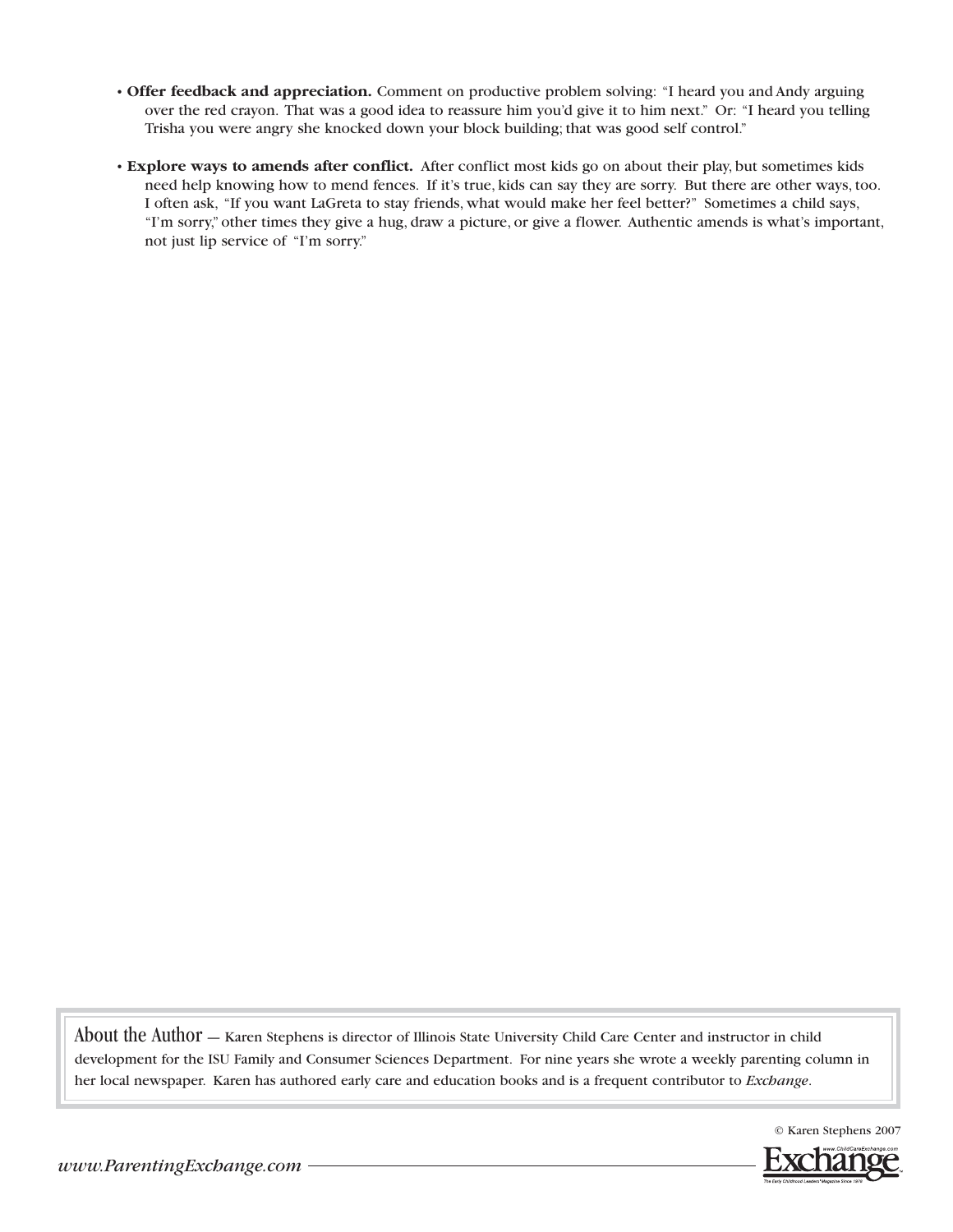- **Offer feedback and appreciation.** Comment on productive problem solving: "I heard you and Andy arguing over the red crayon. That was a good idea to reassure him you'd give it to him next." Or: "I heard you telling Trisha you were angry she knocked down your block building; that was good self control."

- **Explore ways to amends after conflict.** After conflict most kids go on about their play, but sometimes kids need help knowing how to mend fences. If it's true, kids can say they are sorry. But there are other ways, too. I often ask, "If you want LaGreta to stay friends, what would make her feel better?" Sometimes a child says, "I'm sorry," other times they give a hug, draw a picture, or give a flower. Authentic amends is what's important, not just lip service of "I'm sorry."

About the Author — Karen Stephens is director of Illinois State University Child Care Center and instructor in child development for the ISU Family and Consumer Sciences Department. For nine years she wrote a weekly parenting column in her local newspaper. Karen has authored early care and education books and is a frequent contributor to *Exchange*.

© Karen Stephens 2007

*www.ParentingExchange.com*